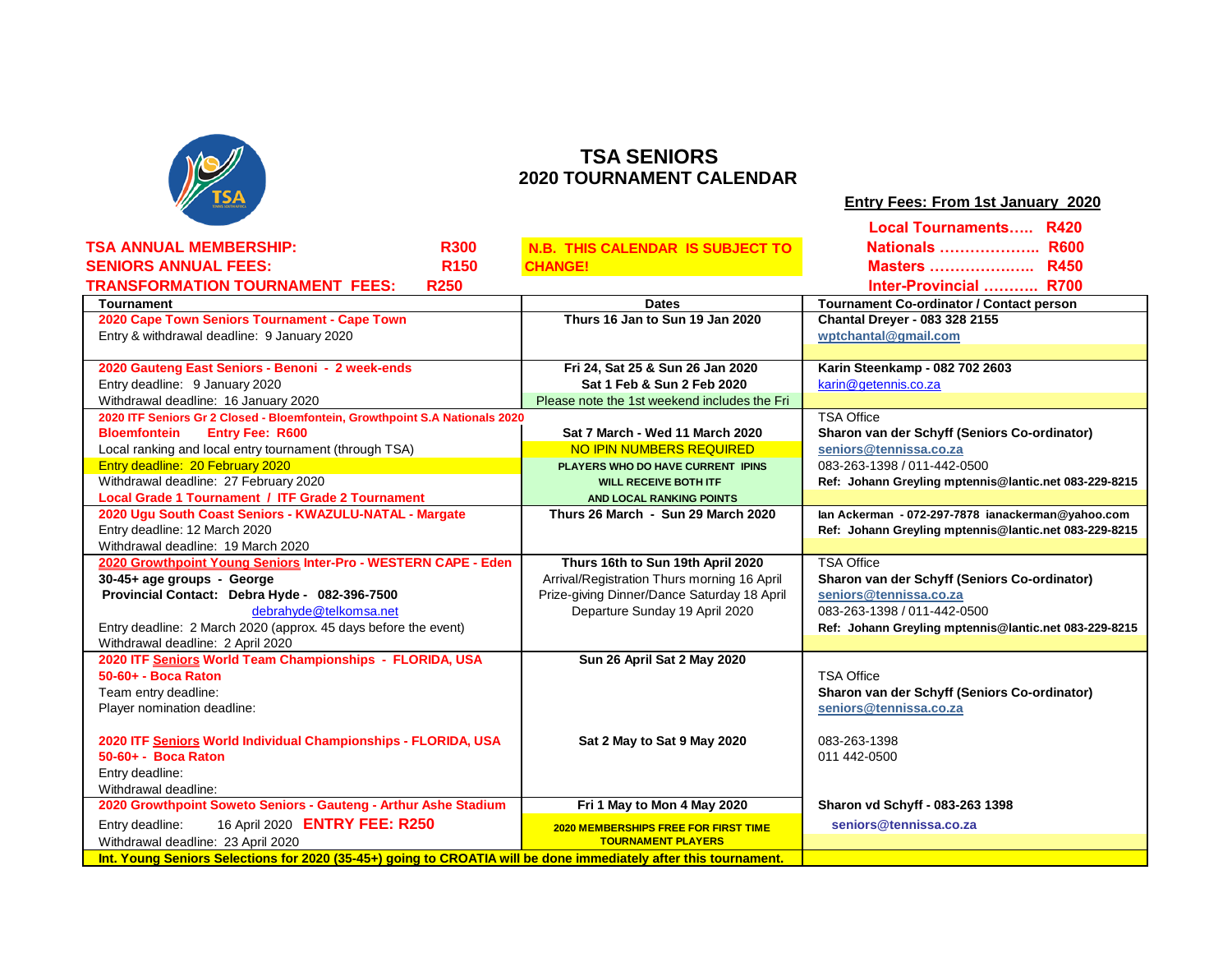# TSA SENIORS

## 2020 TOURNAMENT CALENDAR

**Entry Fees: From 1st January 2020**

**Local Tournaments….. R420**
**Nationals ……………….. R600**
**Masters ………………… R450**
**Inter-Provincial ……….. R700**

**TSA ANNUAL MEMBERSHIP: R300**
**SENIORS ANNUAL FEES: R150**
**TRANSFORMATION TOURNAMENT FEES: R250**

**N.B. THIS CALENDAR IS SUBJECT TO CHANGE!**

| Tournament | Dates | Tournament Co-ordinator / Contact person |
|---|---|---|
| **2020 Cape Town Seniors Tournament - Cape Town**<br>Entry & withdrawal deadline: 9 January 2020 | **Thurs 16 Jan to Sun 19 Jan 2020** | **Chantal Dreyer - 083 328 2155**<br>wptchantal@gmail.com |
| **2020 Gauteng East Seniors - Benoni - 2 week-ends**<br>Entry deadline: 9 January 2020<br>Withdrawal deadline: 16 January 2020 | **Fri 24, Sat 25 & Sun 26 Jan 2020**<br>**Sat 1 Feb & Sun 2 Feb 2020**<br>Please note the 1st weekend includes the Fri | **Karin Steenkamp - 082 702 2603**<br>karin@getennis.co.za |
| **2020 ITF Seniors Gr 2 Closed - Bloemfontein, Growthpoint S.A Nationals 2020**<br>**Bloemfontein Entry Fee: R600**<br>Local ranking and local entry tournament (through TSA)<br>Entry deadline: 20 February 2020<br>Withdrawal deadline: 27 February 2020<br>**Local Grade 1 Tournament / ITF Grade 2 Tournament** | **Sat 7 March - Wed 11 March 2020**<br>NO IPIN NUMBERS REQUIRED<br>**PLAYERS WHO DO HAVE CURRENT IPINS WILL RECEIVE BOTH ITF AND LOCAL RANKING POINTS** | TSA Office<br>**Sharon van der Schyff (Seniors Co-ordinator)**<br>seniors@tennissa.co.za<br>083-263-1398 / 011-442-0500<br>**Ref: Johann Greyling mptennis@lantic.net 083-229-8215** |
| **2020 Ugu South Coast Seniors - KWAZULU-NATAL - Margate**<br>Entry deadline: 12 March 2020<br>Withdrawal deadline: 19 March 2020 | **Thurs 26 March - Sun 29 March 2020** | **Ian Ackerman - 072-297-7878 ianackerman@yahoo.com**<br>**Ref: Johann Greyling mptennis@lantic.net 083-229-8215** |
| **2020 Growthpoint Young Seniors Inter-Pro - WESTERN CAPE - Eden**<br>**30-45+ age groups - George**<br>**Provincial Contact: Debra Hyde - 082-396-7500**<br>debrahyde@telkomsa.net<br>Entry deadline: 2 March 2020 (approx. 45 days before the event)<br>Withdrawal deadline: 2 April 2020 | **Thurs 16th to Sun 19th April 2020**<br>Arrival/Registration Thurs morning 16 April<br>Prize-giving Dinner/Dance Saturday 18 April<br>Departure Sunday 19 April 2020 | TSA Office<br>**Sharon van der Schyff (Seniors Co-ordinator)**<br>seniors@tennissa.co.za<br>083-263-1398 / 011-442-0500<br>**Ref: Johann Greyling mptennis@lantic.net 083-229-8215** |
| **2020 ITF Seniors World Team Championships - FLORIDA, USA**<br>**50-60+ - Boca Raton**<br>Team entry deadline:<br>Player nomination deadline: | **Sun 26 April Sat 2 May 2020** | TSA Office<br>**Sharon van der Schyff (Seniors Co-ordinator)**<br>seniors@tennissa.co.za |
| **2020 ITF Seniors World Individual Championships - FLORIDA, USA**<br>**50-60+ - Boca Raton**<br>Entry deadline:<br>Withdrawal deadline: | **Sat 2 May to Sat 9 May 2020** | 083-263-1398<br>011 442-0500 |
| **2020 Growthpoint Soweto Seniors - Gauteng - Arthur Ashe Stadium**<br>Entry deadline: 16 April 2020 **ENTRY FEE: R250**<br>Withdrawal deadline: 23 April 2020 | **Fri 1 May to Mon 4 May 2020**<br>**2020 MEMBERSHIPS FREE FOR FIRST TIME TOURNAMENT PLAYERS** | **Sharon vd Schyff - 083-263 1398**<br>**seniors@tennissa.co.za** |
| **Int. Young Seniors Selections for 2020 (35-45+) going to CROATIA will be done immediately after this tournament.** | | |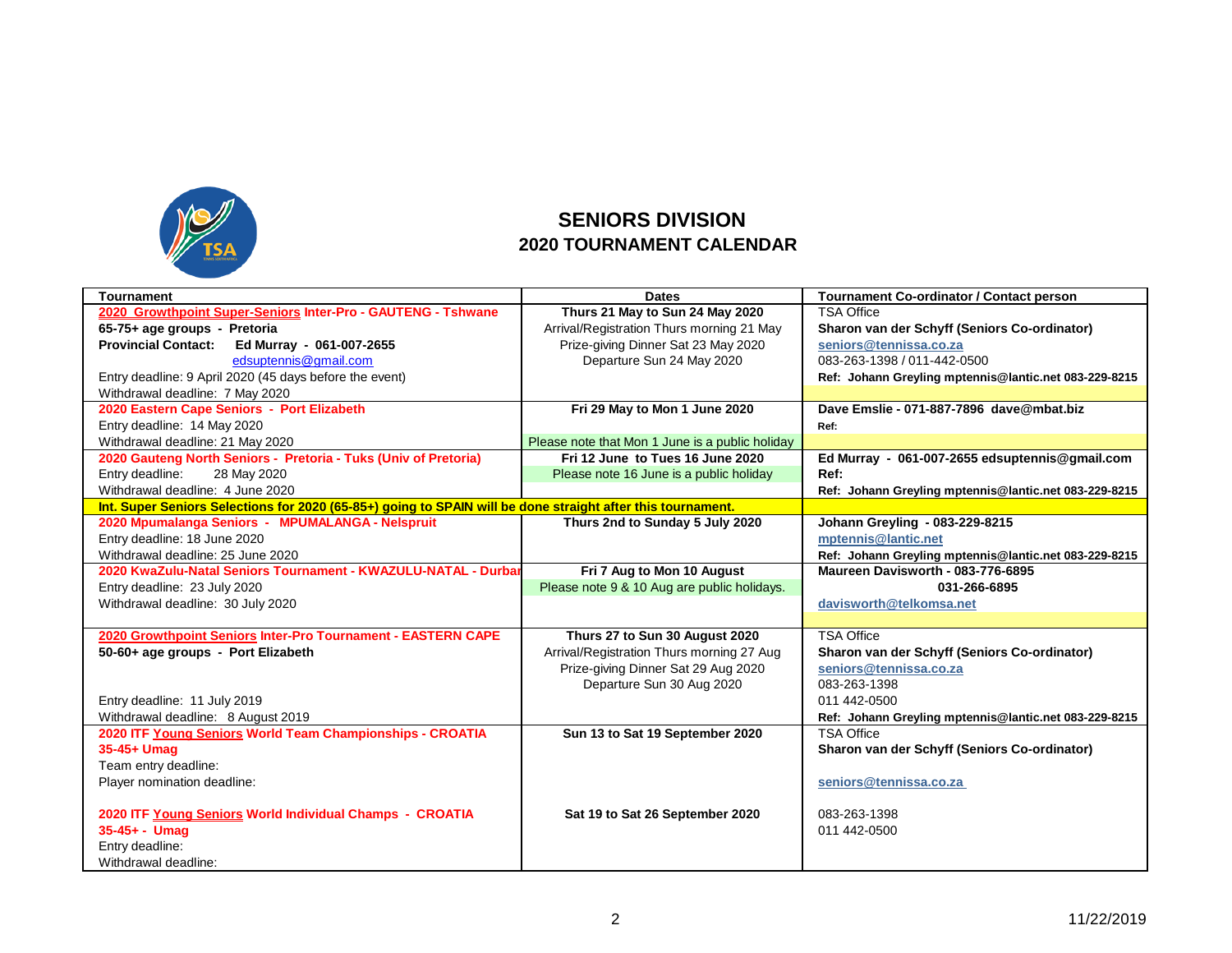# SENIORS DIVISION

## 2020 TOURNAMENT CALENDAR

| Tournament | Dates | Tournament Co-ordinator / Contact person |
|---|---|---|
| **2020 Growthpoint Super-Seniors Inter-Pro - GAUTENG - Tshwane**<br>**65-75+ age groups - Pretoria**<br>**Provincial Contact: Ed Murray - 061-007-2655**<br>edsuptennis@gmail.com<br>Entry deadline: 9 April 2020 (45 days before the event)<br>Withdrawal deadline: 7 May 2020 | **Thurs 21 May to Sun 24 May 2020**<br>Arrival/Registration Thurs morning 21 May<br>Prize-giving Dinner Sat 23 May 2020<br>Departure Sun 24 May 2020 | TSA Office<br>**Sharon van der Schyff (Seniors Co-ordinator)**<br>**seniors@tennissa.co.za**<br>083-263-1398 / 011-442-0500<br>**Ref: Johann Greyling mptennis@lantic.net 083-229-8215** |
| **2020 Eastern Cape Seniors - Port Elizabeth**<br>Entry deadline: 14 May 2020<br>Withdrawal deadline: 21 May 2020 | **Fri 29 May to Mon 1 June 2020**<br>Please note that Mon 1 June is a public holiday | **Dave Emslie - 071-887-7896 dave@mbat.biz**<br>**Ref:** |
| **2020 Gauteng North Seniors - Pretoria - Tuks (Univ of Pretoria)**<br>Entry deadline: 28 May 2020<br>Withdrawal deadline: 4 June 2020 | **Fri 12 June to Tues 16 June 2020**<br>Please note 16 June is a public holiday | **Ed Murray - 061-007-2655 edsuptennis@gmail.com**<br>**Ref:**<br>**Ref: Johann Greyling mptennis@lantic.net 083-229-8215** |
| **Int. Super Seniors Selections for 2020 (65-85+) going to SPAIN will be done straight after this tournament.** | | |
| **2020 Mpumalanga Seniors - MPUMALANGA - Nelspruit**<br>Entry deadline: 18 June 2020<br>Withdrawal deadline: 25 June 2020 | **Thurs 2nd to Sunday 5 July 2020** | **Johann Greyling - 083-229-8215**<br>**mptennis@lantic.net**<br>**Ref: Johann Greyling mptennis@lantic.net 083-229-8215** |
| **2020 KwaZulu-Natal Seniors Tournament - KWAZULU-NATAL - Durban**<br>Entry deadline: 23 July 2020<br>Withdrawal deadline: 30 July 2020 | **Fri 7 Aug to Mon 10 August**<br>Please note 9 & 10 Aug are public holidays. | **Maureen Davisworth - 083-776-6895**<br>**031-266-6895**<br>**davisworth@telkomsa.net** |
| **2020 Growthpoint Seniors Inter-Pro Tournament - EASTERN CAPE**<br>**50-60+ age groups - Port Elizabeth**<br>Entry deadline: 11 July 2019<br>Withdrawal deadline: 8 August 2019 | **Thurs 27 to Sun 30 August 2020**<br>Arrival/Registration Thurs morning 27 Aug<br>Prize-giving Dinner Sat 29 Aug 2020<br>Departure Sun 30 Aug 2020 | TSA Office<br>**Sharon van der Schyff (Seniors Co-ordinator)**<br>**seniors@tennissa.co.za**<br>083-263-1398<br>011 442-0500<br>**Ref: Johann Greyling mptennis@lantic.net 083-229-8215** |
| **2020 ITF Young Seniors World Team Championships - CROATIA**<br>**35-45+ Umag**<br>Team entry deadline:<br>Player nomination deadline:<br><br>**2020 ITF Young Seniors World Individual Champs - CROATIA**<br>**35-45+ - Umag**<br>Entry deadline:<br>Withdrawal deadline: | **Sun 13 to Sat 19 September 2020**<br><br><br><br><br>**Sat 19 to Sat 26 September 2020** | TSA Office<br>**Sharon van der Schyff (Seniors Co-ordinator)**<br><br>**seniors@tennissa.co.za**<br><br>083-263-1398<br>011 442-0500 |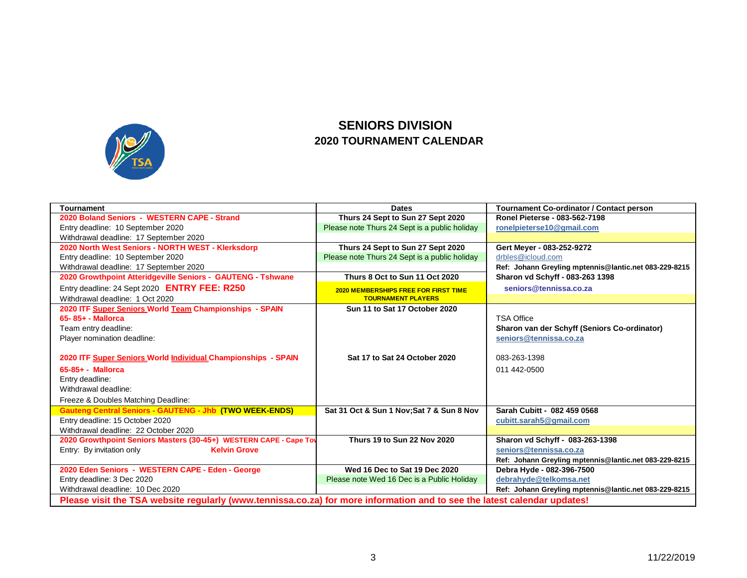# SENIORS DIVISION

## 2020 TOURNAMENT CALENDAR

| Tournament | Dates | Tournament Co-ordinator / Contact person |
|---|---|---|
| **2020 Boland Seniors - WESTERN CAPE - Strand**<br>Entry deadline: 10 September 2020<br>Withdrawal deadline: 17 September 2020 | **Thurs 24 Sept to Sun 27 Sept 2020**<br>Please note Thurs 24 Sept is a public holiday | **Ronel Pieterse - 083-562-7198**<br>**ronelpieterse10@gmail.com** |
| **2020 North West Seniors - NORTH WEST - Klerksdorp**<br>Entry deadline: 10 September 2020<br>Withdrawal deadline: 17 September 2020 | **Thurs 24 Sept to Sun 27 Sept 2020**<br>Please note Thurs 24 Sept is a public holiday | **Gert Meyer - 083-252-9272**<br>drbles@icloud.com<br>**Ref: Johann Greyling mptennis@lantic.net 083-229-8215** |
| **2020 Growthpoint Atteridgeville Seniors - GAUTENG - Tshwane**<br>Entry deadline: 24 Sept 2020 **ENTRY FEE: R250**<br>Withdrawal deadline: 1 Oct 2020 | **Thurs 8 Oct to Sun 11 Oct 2020**<br>**2020 MEMBERSHIPS FREE FOR FIRST TIME TOURNAMENT PLAYERS** | **Sharon vd Schyff - 083-263 1398**<br>**seniors@tennissa.co.za** |
| **2020 ITF Super Seniors World Team Championships - SPAIN**<br>**65- 85+ - Mallorca**<br>Team entry deadline:<br>Player nomination deadline:<br><br>**2020 ITF Super Seniors World Individual Championships - SPAIN**<br>**65-85+ - Mallorca**<br>Entry deadline:<br>Withdrawal deadline:<br>Freeze & Doubles Matching Deadline: | **Sun 11 to Sat 17 October 2020**<br><br><br><br><br>**Sat 17 to Sat 24 October 2020** | TSA Office<br>**Sharon van der Schyff (Seniors Co-ordinator)**<br>**seniors@tennissa.co.za**<br><br>083-263-1398<br>011 442-0500 |
| **Gauteng Central Seniors - GAUTENG - Jhb (TWO WEEK-ENDS)**<br>Entry deadline: 15 October 2020<br>Withdrawal deadline: 22 October 2020 | **Sat 31 Oct & Sun 1 Nov;Sat 7 & Sun 8 Nov** | **Sarah Cubitt - 082 459 0568**<br>**cubitt.sarah5@gmail.com** |
| **2020 Growthpoint Seniors Masters (30-45+) WESTERN CAPE - Cape To**<br>Entry: By invitation only **Kelvin Grove** | **Thurs 19 to Sun 22 Nov 2020** | **Sharon vd Schyff - 083-263-1398**<br>**seniors@tennissa.co.za**<br>**Ref: Johann Greyling mptennis@lantic.net 083-229-8215** |
| **2020 Eden Seniors - WESTERN CAPE - Eden - George**<br>Entry deadline: 3 Dec 2020<br>Withdrawal deadline: 10 Dec 2020 | **Wed 16 Dec to Sat 19 Dec 2020**<br>Please note Wed 16 Dec is a Public Holiday | **Debra Hyde - 082-396-7500**<br>**debrahyde@telkomsa.net**<br>**Ref: Johann Greyling mptennis@lantic.net 083-229-8215** |

**Please visit the TSA website regularly (www.tennissa.co.za) for more information and to see the latest calendar updates!**